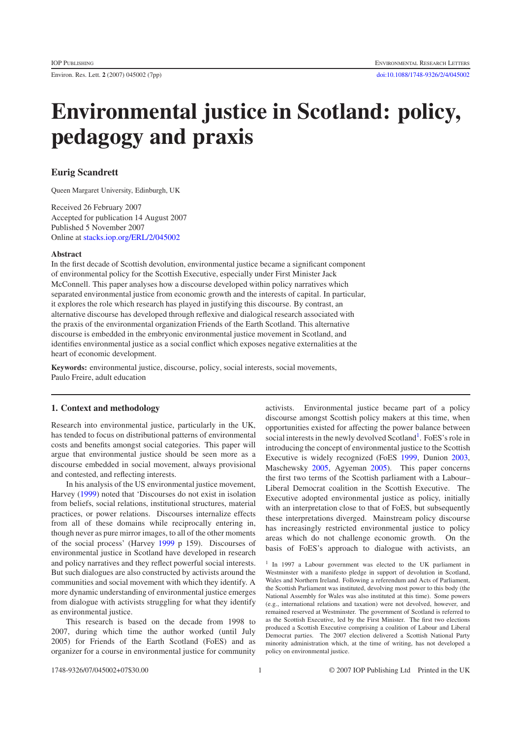# Environmental justice in Scotland: policy, pedagogy and praxis

**Eurig Scandrett**

Queen Margaret University, Edinburgh, UK

Received 26 February 2007
Accepted for publication 14 August 2007
Published 5 November 2007
Online at stacks.iop.org/ERL/2/045002

**Abstract**

In the first decade of Scottish devolution, environmental justice became a significant component of environmental policy for the Scottish Executive, especially under First Minister Jack McConnell. This paper analyses how a discourse developed within policy narratives which separated environmental justice from economic growth and the interests of capital. In particular, it explores the role which research has played in justifying this discourse. By contrast, an alternative discourse has developed through reflexive and dialogical research associated with the praxis of the environmental organization Friends of the Earth Scotland. This alternative discourse is embedded in the embryonic environmental justice movement in Scotland, and identifies environmental justice as a social conflict which exposes negative externalities at the heart of economic development.

**Keywords:** environmental justice, discourse, policy, social interests, social movements, Paulo Freire, adult education

## 1. Context and methodology

Research into environmental justice, particularly in the UK, has tended to focus on distributional patterns of environmental costs and benefits amongst social categories. This paper will argue that environmental justice should be seen more as a discourse embedded in social movement, always provisional and contested, and reflecting interests.

In his analysis of the US environmental justice movement, Harvey (1999) noted that 'Discourses do not exist in isolation from beliefs, social relations, institutional structures, material practices, or power relations. Discourses internalize effects from all of these domains while reciprocally entering in, though never as pure mirror images, to all of the other moments of the social process' (Harvey 1999 p 159). Discourses of environmental justice in Scotland have developed in research and policy narratives and they reflect powerful social interests. But such dialogues are also constructed by activists around the communities and social movement with which they identify. A more dynamic understanding of environmental justice emerges from dialogue with activists struggling for what they identify as environmental justice.

This research is based on the decade from 1998 to 2007, during which time the author worked (until July 2005) for Friends of the Earth Scotland (FoES) and as organizer for a course in environmental justice for community activists. Environmental justice became part of a policy discourse amongst Scottish policy makers at this time, when opportunities existed for affecting the power balance between social interests in the newly devolved Scotland[1]. FoES's role in introducing the concept of environmental justice to the Scottish Executive is widely recognized (FoES 1999, Dunion 2003, Maschewsky 2005, Agyeman 2005). This paper concerns the first two terms of the Scottish parliament with a Labour–Liberal Democrat coalition in the Scottish Executive. The Executive adopted environmental justice as policy, initially with an interpretation close to that of FoES, but subsequently these interpretations diverged. Mainstream policy discourse has increasingly restricted environmental justice to policy areas which do not challenge economic growth. On the basis of FoES's approach to dialogue with activists, an

[1] In 1997 a Labour government was elected to the UK parliament in Westminster with a manifesto pledge in support of devolution in Scotland, Wales and Northern Ireland. Following a referendum and Acts of Parliament, the Scottish Parliament was instituted, devolving most power to this body (the National Assembly for Wales was also instituted at this time). Some powers (e.g., international relations and taxation) were not devolved, however, and remained reserved at Westminster. The government of Scotland is referred to as the Scottish Executive, led by the First Minister. The first two elections produced a Scottish Executive comprising a coalition of Labour and Liberal Democrat parties. The 2007 election delivered a Scottish National Party minority administration which, at the time of writing, has not developed a policy on environmental justice.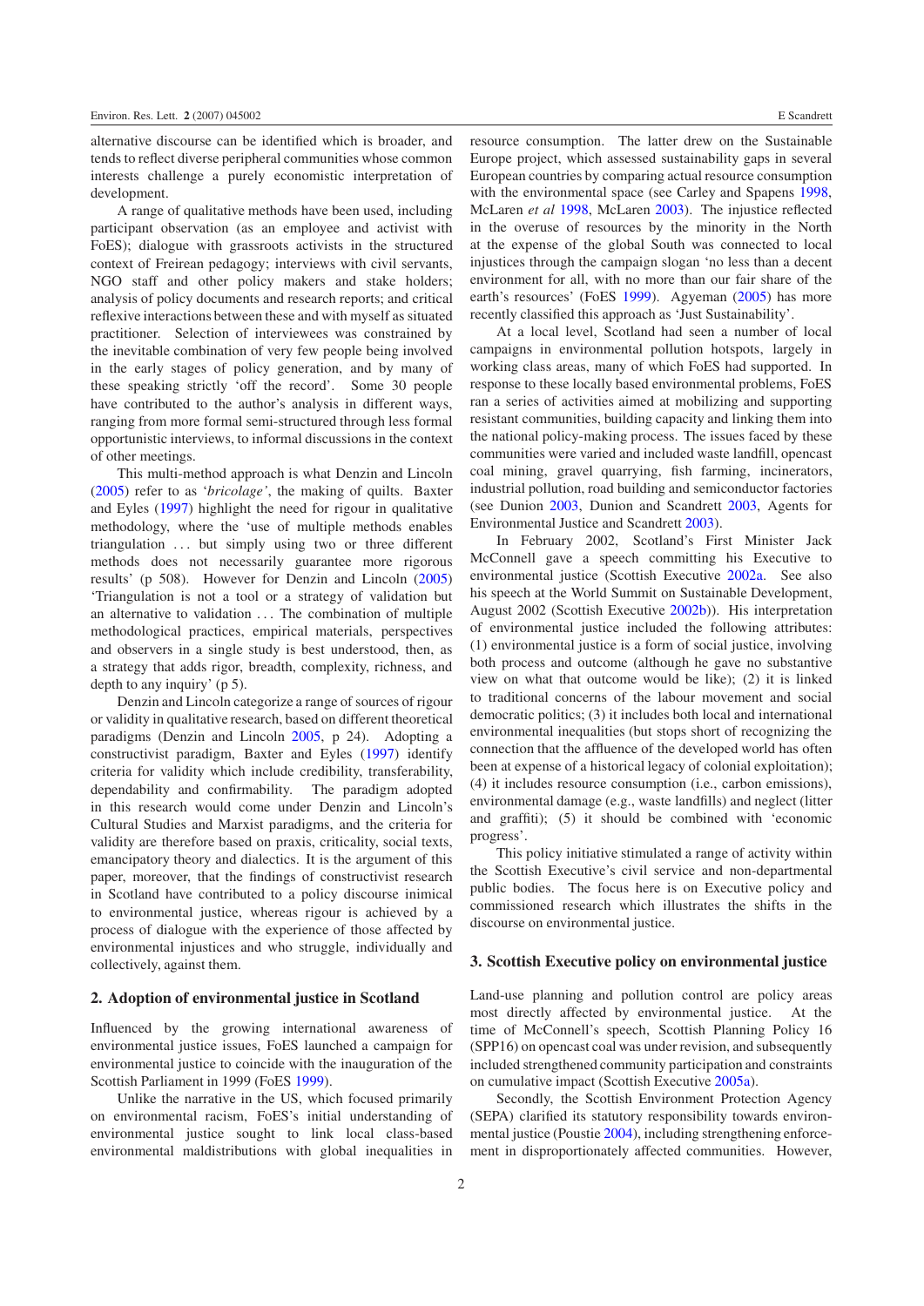alternative discourse can be identified which is broader, and tends to reflect diverse peripheral communities whose common interests challenge a purely economistic interpretation of development.

A range of qualitative methods have been used, including participant observation (as an employee and activist with FoES); dialogue with grassroots activists in the structured context of Freirean pedagogy; interviews with civil servants, NGO staff and other policy makers and stake holders; analysis of policy documents and research reports; and critical reflexive interactions between these and with myself as situated practitioner. Selection of interviewees was constrained by the inevitable combination of very few people being involved in the early stages of policy generation, and by many of these speaking strictly 'off the record'. Some 30 people have contributed to the author's analysis in different ways, ranging from more formal semi-structured through less formal opportunistic interviews, to informal discussions in the context of other meetings.

This multi-method approach is what Denzin and Lincoln (2005) refer to as '*bricolage*', the making of quilts. Baxter and Eyles (1997) highlight the need for rigour in qualitative methodology, where the 'use of multiple methods enables triangulation ... but simply using two or three different methods does not necessarily guarantee more rigorous results' (p 508). However for Denzin and Lincoln (2005) 'Triangulation is not a tool or a strategy of validation but an alternative to validation ... The combination of multiple methodological practices, empirical materials, perspectives and observers in a single study is best understood, then, as a strategy that adds rigor, breadth, complexity, richness, and depth to any inquiry' (p 5).

Denzin and Lincoln categorize a range of sources of rigour or validity in qualitative research, based on different theoretical paradigms (Denzin and Lincoln 2005, p 24). Adopting a constructivist paradigm, Baxter and Eyles (1997) identify criteria for validity which include credibility, transferability, dependability and confirmability. The paradigm adopted in this research would come under Denzin and Lincoln's Cultural Studies and Marxist paradigms, and the criteria for validity are therefore based on praxis, criticality, social texts, emancipatory theory and dialectics. It is the argument of this paper, moreover, that the findings of constructivist research in Scotland have contributed to a policy discourse inimical to environmental justice, whereas rigour is achieved by a process of dialogue with the experience of those affected by environmental injustices and who struggle, individually and collectively, against them.

## 2. Adoption of environmental justice in Scotland

Influenced by the growing international awareness of environmental justice issues, FoES launched a campaign for environmental justice to coincide with the inauguration of the Scottish Parliament in 1999 (FoES 1999).

Unlike the narrative in the US, which focused primarily on environmental racism, FoES's initial understanding of environmental justice sought to link local class-based environmental maldistributions with global inequalities in resource consumption. The latter drew on the Sustainable Europe project, which assessed sustainability gaps in several European countries by comparing actual resource consumption with the environmental space (see Carley and Spapens 1998, McLaren *et al* 1998, McLaren 2003). The injustice reflected in the overuse of resources by the minority in the North at the expense of the global South was connected to local injustices through the campaign slogan 'no less than a decent environment for all, with no more than our fair share of the earth's resources' (FoES 1999). Agyeman (2005) has more recently classified this approach as 'Just Sustainability'.

At a local level, Scotland had seen a number of local campaigns in environmental pollution hotspots, largely in working class areas, many of which FoES had supported. In response to these locally based environmental problems, FoES ran a series of activities aimed at mobilizing and supporting resistant communities, building capacity and linking them into the national policy-making process. The issues faced by these communities were varied and included waste landfill, opencast coal mining, gravel quarrying, fish farming, incinerators, industrial pollution, road building and semiconductor factories (see Dunion 2003, Dunion and Scandrett 2003, Agents for Environmental Justice and Scandrett 2003).

In February 2002, Scotland's First Minister Jack McConnell gave a speech committing his Executive to environmental justice (Scottish Executive 2002a. See also his speech at the World Summit on Sustainable Development, August 2002 (Scottish Executive 2002b)). His interpretation of environmental justice included the following attributes: (1) environmental justice is a form of social justice, involving both process and outcome (although he gave no substantive view on what that outcome would be like); (2) it is linked to traditional concerns of the labour movement and social democratic politics; (3) it includes both local and international environmental inequalities (but stops short of recognizing the connection that the affluence of the developed world has often been at expense of a historical legacy of colonial exploitation); (4) it includes resource consumption (i.e., carbon emissions), environmental damage (e.g., waste landfills) and neglect (litter and graffiti); (5) it should be combined with 'economic progress'.

This policy initiative stimulated a range of activity within the Scottish Executive's civil service and non-departmental public bodies. The focus here is on Executive policy and commissioned research which illustrates the shifts in the discourse on environmental justice.

## 3. Scottish Executive policy on environmental justice

Land-use planning and pollution control are policy areas most directly affected by environmental justice. At the time of McConnell's speech, Scottish Planning Policy 16 (SPP16) on opencast coal was under revision, and subsequently included strengthened community participation and constraints on cumulative impact (Scottish Executive 2005a).

Secondly, the Scottish Environment Protection Agency (SEPA) clarified its statutory responsibility towards environmental justice (Poustie 2004), including strengthening enforcement in disproportionately affected communities. However,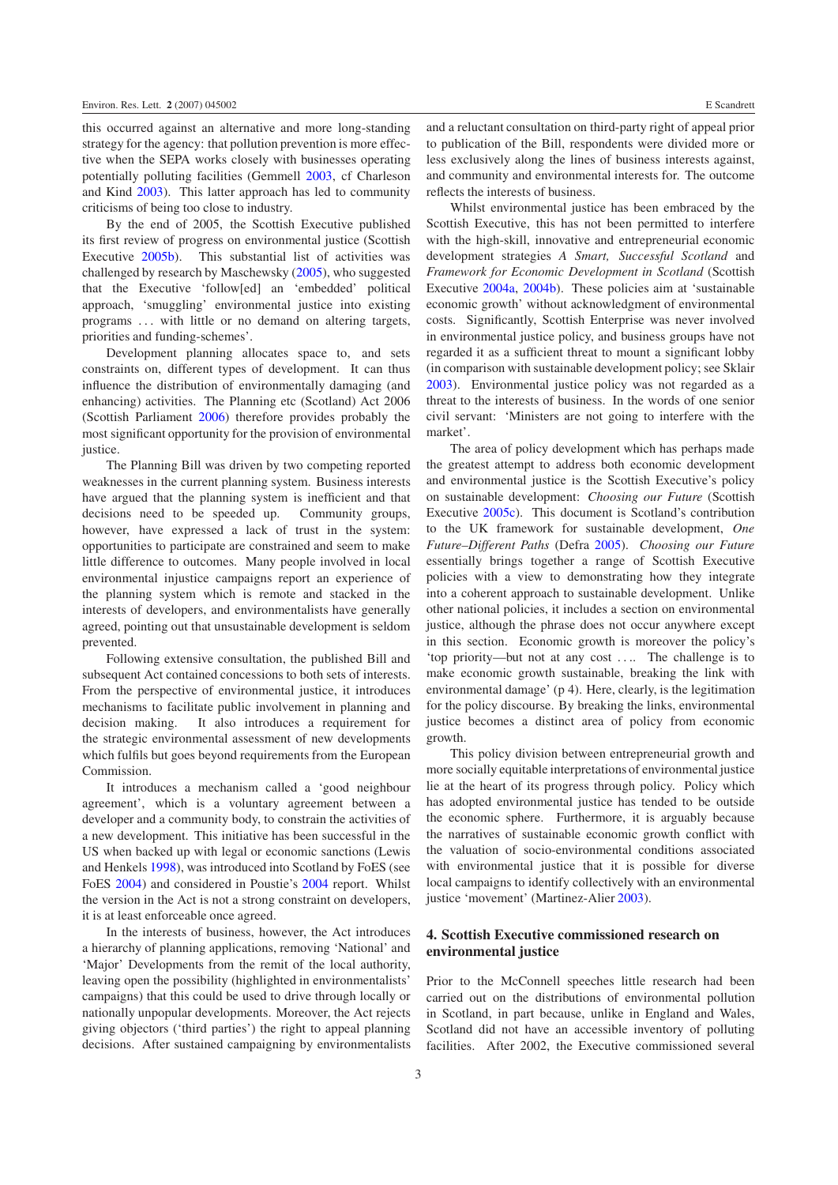this occurred against an alternative and more long-standing strategy for the agency: that pollution prevention is more effective when the SEPA works closely with businesses operating potentially polluting facilities (Gemmell 2003, cf Charleson and Kind 2003). This latter approach has led to community criticisms of being too close to industry.

By the end of 2005, the Scottish Executive published its first review of progress on environmental justice (Scottish Executive 2005b). This substantial list of activities was challenged by research by Maschewsky (2005), who suggested that the Executive 'follow[ed] an 'embedded' political approach, 'smuggling' environmental justice into existing programs ... with little or no demand on altering targets, priorities and funding-schemes'.

Development planning allocates space to, and sets constraints on, different types of development. It can thus influence the distribution of environmentally damaging (and enhancing) activities. The Planning etc (Scotland) Act 2006 (Scottish Parliament 2006) therefore provides probably the most significant opportunity for the provision of environmental justice.

The Planning Bill was driven by two competing reported weaknesses in the current planning system. Business interests have argued that the planning system is inefficient and that decisions need to be speeded up. Community groups, however, have expressed a lack of trust in the system: opportunities to participate are constrained and seem to make little difference to outcomes. Many people involved in local environmental injustice campaigns report an experience of the planning system which is remote and stacked in the interests of developers, and environmentalists have generally agreed, pointing out that unsustainable development is seldom prevented.

Following extensive consultation, the published Bill and subsequent Act contained concessions to both sets of interests. From the perspective of environmental justice, it introduces mechanisms to facilitate public involvement in planning and decision making. It also introduces a requirement for the strategic environmental assessment of new developments which fulfils but goes beyond requirements from the European Commission.

It introduces a mechanism called a 'good neighbour agreement', which is a voluntary agreement between a developer and a community body, to constrain the activities of a new development. This initiative has been successful in the US when backed up with legal or economic sanctions (Lewis and Henkels 1998), was introduced into Scotland by FoES (see FoES 2004) and considered in Poustie's 2004 report. Whilst the version in the Act is not a strong constraint on developers, it is at least enforceable once agreed.

In the interests of business, however, the Act introduces a hierarchy of planning applications, removing 'National' and 'Major' Developments from the remit of the local authority, leaving open the possibility (highlighted in environmentalists' campaigns) that this could be used to drive through locally or nationally unpopular developments. Moreover, the Act rejects giving objectors ('third parties') the right to appeal planning decisions. After sustained campaigning by environmentalists and a reluctant consultation on third-party right of appeal prior to publication of the Bill, respondents were divided more or less exclusively along the lines of business interests against, and community and environmental interests for. The outcome reflects the interests of business.

Whilst environmental justice has been embraced by the Scottish Executive, this has not been permitted to interfere with the high-skill, innovative and entrepreneurial economic development strategies *A Smart, Successful Scotland* and *Framework for Economic Development in Scotland* (Scottish Executive 2004a, 2004b). These policies aim at 'sustainable economic growth' without acknowledgment of environmental costs. Significantly, Scottish Enterprise was never involved in environmental justice policy, and business groups have not regarded it as a sufficient threat to mount a significant lobby (in comparison with sustainable development policy; see Sklair 2003). Environmental justice policy was not regarded as a threat to the interests of business. In the words of one senior civil servant: 'Ministers are not going to interfere with the market'.

The area of policy development which has perhaps made the greatest attempt to address both economic development and environmental justice is the Scottish Executive's policy on sustainable development: *Choosing our Future* (Scottish Executive 2005c). This document is Scotland's contribution to the UK framework for sustainable development, *One Future–Different Paths* (Defra 2005). *Choosing our Future* essentially brings together a range of Scottish Executive policies with a view to demonstrating how they integrate into a coherent approach to sustainable development. Unlike other national policies, it includes a section on environmental justice, although the phrase does not occur anywhere except in this section. Economic growth is moreover the policy's 'top priority—but not at any cost .... The challenge is to make economic growth sustainable, breaking the link with environmental damage' (p 4). Here, clearly, is the legitimation for the policy discourse. By breaking the links, environmental justice becomes a distinct area of policy from economic growth.

This policy division between entrepreneurial growth and more socially equitable interpretations of environmental justice lie at the heart of its progress through policy. Policy which has adopted environmental justice has tended to be outside the economic sphere. Furthermore, it is arguably because the narratives of sustainable economic growth conflict with the valuation of socio-environmental conditions associated with environmental justice that it is possible for diverse local campaigns to identify collectively with an environmental justice 'movement' (Martinez-Alier 2003).

## 4. Scottish Executive commissioned research on environmental justice

Prior to the McConnell speeches little research had been carried out on the distributions of environmental pollution in Scotland, in part because, unlike in England and Wales, Scotland did not have an accessible inventory of polluting facilities. After 2002, the Executive commissioned several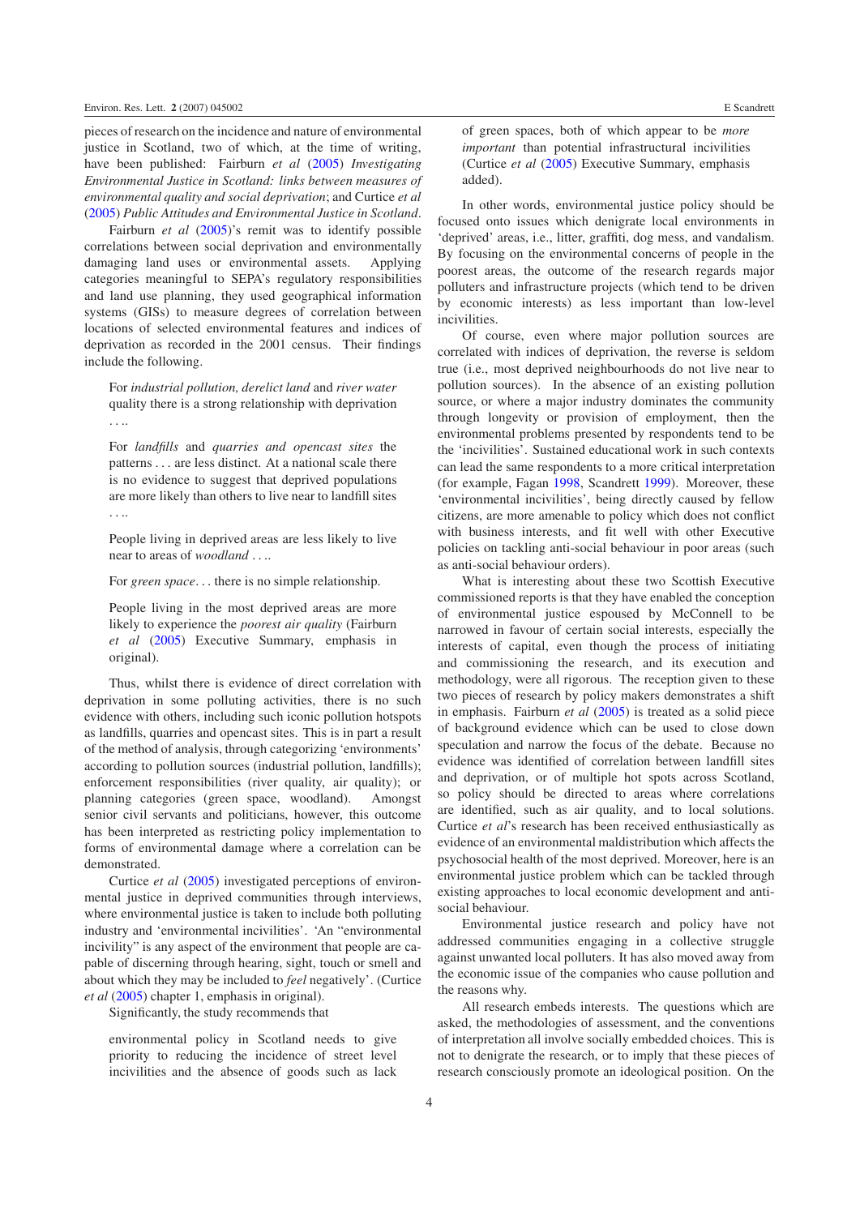pieces of research on the incidence and nature of environmental justice in Scotland, two of which, at the time of writing, have been published: Fairburn *et al* (2005) *Investigating Environmental Justice in Scotland: links between measures of environmental quality and social deprivation*; and Curtice *et al* (2005) *Public Attitudes and Environmental Justice in Scotland*.

Fairburn *et al* (2005)'s remit was to identify possible correlations between social deprivation and environmentally damaging land uses or environmental assets. Applying categories meaningful to SEPA's regulatory responsibilities and land use planning, they used geographical information systems (GISs) to measure degrees of correlation between locations of selected environmental features and indices of deprivation as recorded in the 2001 census. Their findings include the following.

> For *industrial pollution, derelict land* and *river water* quality there is a strong relationship with deprivation . . ..
>
> For *landfills* and *quarries and opencast sites* the patterns . . . are less distinct. At a national scale there is no evidence to suggest that deprived populations are more likely than others to live near to landfill sites . . ..
>
> People living in deprived areas are less likely to live near to areas of *woodland* . . ..
>
> For *green space*. . . there is no simple relationship.
>
> People living in the most deprived areas are more likely to experience the *poorest air quality* (Fairburn *et al* (2005) Executive Summary, emphasis in original).

Thus, whilst there is evidence of direct correlation with deprivation in some polluting activities, there is no such evidence with others, including such iconic pollution hotspots as landfills, quarries and opencast sites. This is in part a result of the method of analysis, through categorizing 'environments' according to pollution sources (industrial pollution, landfills); enforcement responsibilities (river quality, air quality); or planning categories (green space, woodland). Amongst senior civil servants and politicians, however, this outcome has been interpreted as restricting policy implementation to forms of environmental damage where a correlation can be demonstrated.

Curtice *et al* (2005) investigated perceptions of environmental justice in deprived communities through interviews, where environmental justice is taken to include both polluting industry and 'environmental incivilities'. 'An "environmental incivility" is any aspect of the environment that people are capable of discerning through hearing, sight, touch or smell and about which they may be included to *feel* negatively'. (Curtice *et al* (2005) chapter 1, emphasis in original).

Significantly, the study recommends that

> environmental policy in Scotland needs to give priority to reducing the incidence of street level incivilities and the absence of goods such as lack of green spaces, both of which appear to be *more important* than potential infrastructural incivilities (Curtice *et al* (2005) Executive Summary, emphasis added).

In other words, environmental justice policy should be focused onto issues which denigrate local environments in 'deprived' areas, i.e., litter, graffiti, dog mess, and vandalism. By focusing on the environmental concerns of people in the poorest areas, the outcome of the research regards major polluters and infrastructure projects (which tend to be driven by economic interests) as less important than low-level incivilities.

Of course, even where major pollution sources are correlated with indices of deprivation, the reverse is seldom true (i.e., most deprived neighbourhoods do not live near to pollution sources). In the absence of an existing pollution source, or where a major industry dominates the community through longevity or provision of employment, then the environmental problems presented by respondents tend to be the 'incivilities'. Sustained educational work in such contexts can lead the same respondents to a more critical interpretation (for example, Fagan 1998, Scandrett 1999). Moreover, these 'environmental incivilities', being directly caused by fellow citizens, are more amenable to policy which does not conflict with business interests, and fit well with other Executive policies on tackling anti-social behaviour in poor areas (such as anti-social behaviour orders).

What is interesting about these two Scottish Executive commissioned reports is that they have enabled the conception of environmental justice espoused by McConnell to be narrowed in favour of certain social interests, especially the interests of capital, even though the process of initiating and commissioning the research, and its execution and methodology, were all rigorous. The reception given to these two pieces of research by policy makers demonstrates a shift in emphasis. Fairburn *et al* (2005) is treated as a solid piece of background evidence which can be used to close down speculation and narrow the focus of the debate. Because no evidence was identified of correlation between landfill sites and deprivation, or of multiple hot spots across Scotland, so policy should be directed to areas where correlations are identified, such as air quality, and to local solutions. Curtice *et al*'s research has been received enthusiastically as evidence of an environmental maldistribution which affects the psychosocial health of the most deprived. Moreover, here is an environmental justice problem which can be tackled through existing approaches to local economic development and anti-social behaviour.

Environmental justice research and policy have not addressed communities engaging in a collective struggle against unwanted local polluters. It has also moved away from the economic issue of the companies who cause pollution and the reasons why.

All research embeds interests. The questions which are asked, the methodologies of assessment, and the conventions of interpretation all involve socially embedded choices. This is not to denigrate the research, or to imply that these pieces of research consciously promote an ideological position. On the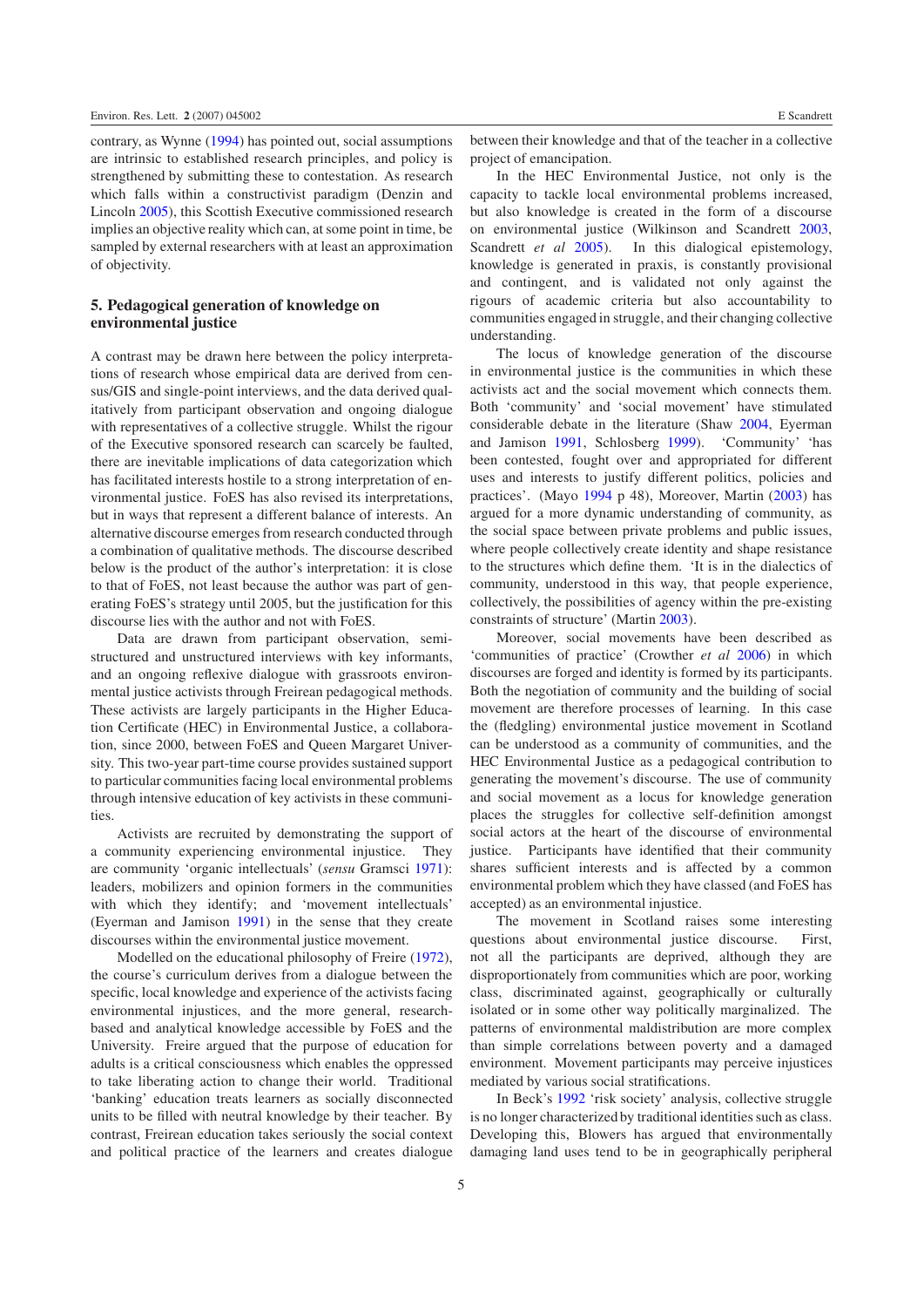contrary, as Wynne (1994) has pointed out, social assumptions are intrinsic to established research principles, and policy is strengthened by submitting these to contestation. As research which falls within a constructivist paradigm (Denzin and Lincoln 2005), this Scottish Executive commissioned research implies an objective reality which can, at some point in time, be sampled by external researchers with at least an approximation of objectivity.

## 5. Pedagogical generation of knowledge on environmental justice

A contrast may be drawn here between the policy interpretations of research whose empirical data are derived from census/GIS and single-point interviews, and the data derived qualitatively from participant observation and ongoing dialogue with representatives of a collective struggle. Whilst the rigour of the Executive sponsored research can scarcely be faulted, there are inevitable implications of data categorization which has facilitated interests hostile to a strong interpretation of environmental justice. FoES has also revised its interpretations, but in ways that represent a different balance of interests. An alternative discourse emerges from research conducted through a combination of qualitative methods. The discourse described below is the product of the author's interpretation: it is close to that of FoES, not least because the author was part of generating FoES's strategy until 2005, but the justification for this discourse lies with the author and not with FoES.

Data are drawn from participant observation, semi-structured and unstructured interviews with key informants, and an ongoing reflexive dialogue with grassroots environmental justice activists through Freirean pedagogical methods. These activists are largely participants in the Higher Education Certificate (HEC) in Environmental Justice, a collaboration, since 2000, between FoES and Queen Margaret University. This two-year part-time course provides sustained support to particular communities facing local environmental problems through intensive education of key activists in these communities.

Activists are recruited by demonstrating the support of a community experiencing environmental injustice. They are community 'organic intellectuals' (*sensu* Gramsci 1971): leaders, mobilizers and opinion formers in the communities with which they identify; and 'movement intellectuals' (Eyerman and Jamison 1991) in the sense that they create discourses within the environmental justice movement.

Modelled on the educational philosophy of Freire (1972), the course's curriculum derives from a dialogue between the specific, local knowledge and experience of the activists facing environmental injustices, and the more general, research-based and analytical knowledge accessible by FoES and the University. Freire argued that the purpose of education for adults is a critical consciousness which enables the oppressed to take liberating action to change their world. Traditional 'banking' education treats learners as socially disconnected units to be filled with neutral knowledge by their teacher. By contrast, Freirean education takes seriously the social context and political practice of the learners and creates dialogue between their knowledge and that of the teacher in a collective project of emancipation.

In the HEC Environmental Justice, not only is the capacity to tackle local environmental problems increased, but also knowledge is created in the form of a discourse on environmental justice (Wilkinson and Scandrett 2003, Scandrett *et al* 2005). In this dialogical epistemology, knowledge is generated in praxis, is constantly provisional and contingent, and is validated not only against the rigours of academic criteria but also accountability to communities engaged in struggle, and their changing collective understanding.

The locus of knowledge generation of the discourse in environmental justice is the communities in which these activists act and the social movement which connects them. Both 'community' and 'social movement' have stimulated considerable debate in the literature (Shaw 2004, Eyerman and Jamison 1991, Schlosberg 1999). 'Community' 'has been contested, fought over and appropriated for different uses and interests to justify different politics, policies and practices'. (Mayo 1994 p 48), Moreover, Martin (2003) has argued for a more dynamic understanding of community, as the social space between private problems and public issues, where people collectively create identity and shape resistance to the structures which define them. 'It is in the dialectics of community, understood in this way, that people experience, collectively, the possibilities of agency within the pre-existing constraints of structure' (Martin 2003).

Moreover, social movements have been described as 'communities of practice' (Crowther *et al* 2006) in which discourses are forged and identity is formed by its participants. Both the negotiation of community and the building of social movement are therefore processes of learning. In this case the (fledgling) environmental justice movement in Scotland can be understood as a community of communities, and the HEC Environmental Justice as a pedagogical contribution to generating the movement's discourse. The use of community and social movement as a locus for knowledge generation places the struggles for collective self-definition amongst social actors at the heart of the discourse of environmental justice. Participants have identified that their community shares sufficient interests and is affected by a common environmental problem which they have classed (and FoES has accepted) as an environmental injustice.

The movement in Scotland raises some interesting questions about environmental justice discourse. First, not all the participants are deprived, although they are disproportionately from communities which are poor, working class, discriminated against, geographically or culturally isolated or in some other way politically marginalized. The patterns of environmental maldistribution are more complex than simple correlations between poverty and a damaged environment. Movement participants may perceive injustices mediated by various social stratifications.

In Beck's 1992 'risk society' analysis, collective struggle is no longer characterized by traditional identities such as class. Developing this, Blowers has argued that environmentally damaging land uses tend to be in geographically peripheral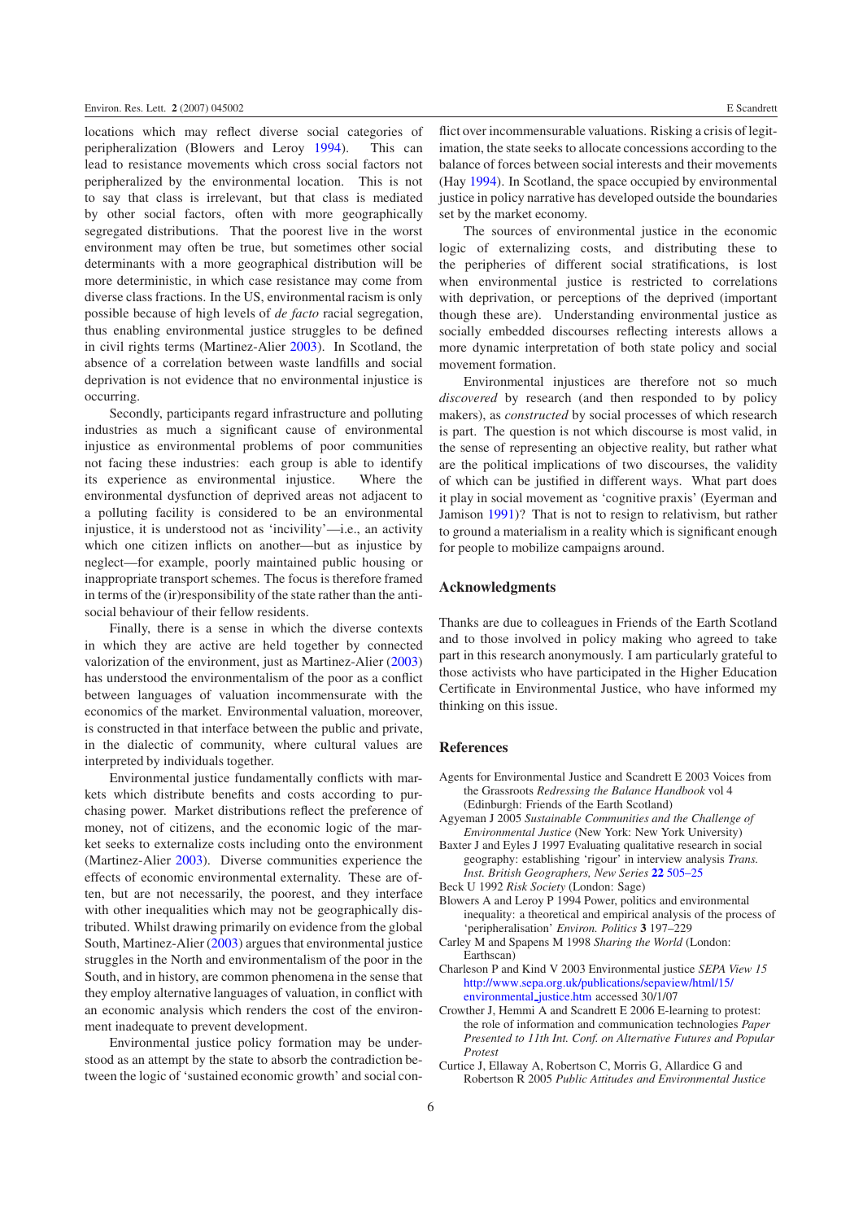locations which may reflect diverse social categories of peripheralization (Blowers and Leroy 1994). This can lead to resistance movements which cross social factors not peripheralized by the environmental location. This is not to say that class is irrelevant, but that class is mediated by other social factors, often with more geographically segregated distributions. That the poorest live in the worst environment may often be true, but sometimes other social determinants with a more geographical distribution will be more deterministic, in which case resistance may come from diverse class fractions. In the US, environmental racism is only possible because of high levels of *de facto* racial segregation, thus enabling environmental justice struggles to be defined in civil rights terms (Martinez-Alier 2003). In Scotland, the absence of a correlation between waste landfills and social deprivation is not evidence that no environmental injustice is occurring.

Secondly, participants regard infrastructure and polluting industries as much a significant cause of environmental injustice as environmental problems of poor communities not facing these industries: each group is able to identify its experience as environmental injustice. Where the environmental dysfunction of deprived areas not adjacent to a polluting facility is considered to be an environmental injustice, it is understood not as 'incivility'—i.e., an activity which one citizen inflicts on another—but as injustice by neglect—for example, poorly maintained public housing or inappropriate transport schemes. The focus is therefore framed in terms of the (ir)responsibility of the state rather than the anti-social behaviour of their fellow residents.

Finally, there is a sense in which the diverse contexts in which they are active are held together by connected valorization of the environment, just as Martinez-Alier (2003) has understood the environmentalism of the poor as a conflict between languages of valuation incommensurate with the economics of the market. Environmental valuation, moreover, is constructed in that interface between the public and private, in the dialectic of community, where cultural values are interpreted by individuals together.

Environmental justice fundamentally conflicts with markets which distribute benefits and costs according to purchasing power. Market distributions reflect the preference of money, not of citizens, and the economic logic of the market seeks to externalize costs including onto the environment (Martinez-Alier 2003). Diverse communities experience the effects of economic environmental externality. These are often, but are not necessarily, the poorest, and they interface with other inequalities which may not be geographically distributed. Whilst drawing primarily on evidence from the global South, Martinez-Alier (2003) argues that environmental justice struggles in the North and environmentalism of the poor in the South, and in history, are common phenomena in the sense that they employ alternative languages of valuation, in conflict with an economic analysis which renders the cost of the environment inadequate to prevent development.

Environmental justice policy formation may be understood as an attempt by the state to absorb the contradiction between the logic of 'sustained economic growth' and social conflict over incommensurable valuations. Risking a crisis of legitimation, the state seeks to allocate concessions according to the balance of forces between social interests and their movements (Hay 1994). In Scotland, the space occupied by environmental justice in policy narrative has developed outside the boundaries set by the market economy.

The sources of environmental justice in the economic logic of externalizing costs, and distributing these to the peripheries of different social stratifications, is lost when environmental justice is restricted to correlations with deprivation, or perceptions of the deprived (important though these are). Understanding environmental justice as socially embedded discourses reflecting interests allows a more dynamic interpretation of both state policy and social movement formation.

Environmental injustices are therefore not so much *discovered* by research (and then responded to by policy makers), as *constructed* by social processes of which research is part. The question is not which discourse is most valid, in the sense of representing an objective reality, but rather what are the political implications of two discourses, the validity of which can be justified in different ways. What part does it play in social movement as 'cognitive praxis' (Eyerman and Jamison 1991)? That is not to resign to relativism, but rather to ground a materialism in a reality which is significant enough for people to mobilize campaigns around.

## Acknowledgments

Thanks are due to colleagues in Friends of the Earth Scotland and to those involved in policy making who agreed to take part in this research anonymously. I am particularly grateful to those activists who have participated in the Higher Education Certificate in Environmental Justice, who have informed my thinking on this issue.

## References

Agents for Environmental Justice and Scandrett E 2003 Voices from the Grassroots *Redressing the Balance Handbook* vol 4 (Edinburgh: Friends of the Earth Scotland)

Agyeman J 2005 *Sustainable Communities and the Challenge of Environmental Justice* (New York: New York University)

Baxter J and Eyles J 1997 Evaluating qualitative research in social geography: establishing 'rigour' in interview analysis *Trans. Inst. British Geographers, New Series* **22** 505–25

Beck U 1992 *Risk Society* (London: Sage)

Blowers A and Leroy P 1994 Power, politics and environmental inequality: a theoretical and empirical analysis of the process of 'peripheralisation' *Environ. Politics* **3** 197–229

Carley M and Spapens M 1998 *Sharing the World* (London: Earthscan)

Charleson P and Kind V 2003 Environmental justice *SEPA View 15* http://www.sepa.org.uk/publications/sepaview/html/15/environmental_justice.htm accessed 30/1/07

Crowther J, Hemmi A and Scandrett E 2006 E-learning to protest: the role of information and communication technologies *Paper Presented to 11th Int. Conf. on Alternative Futures and Popular Protest*

Curtice J, Ellaway A, Robertson C, Morris G, Allardice G and Robertson R 2005 *Public Attitudes and Environmental Justice*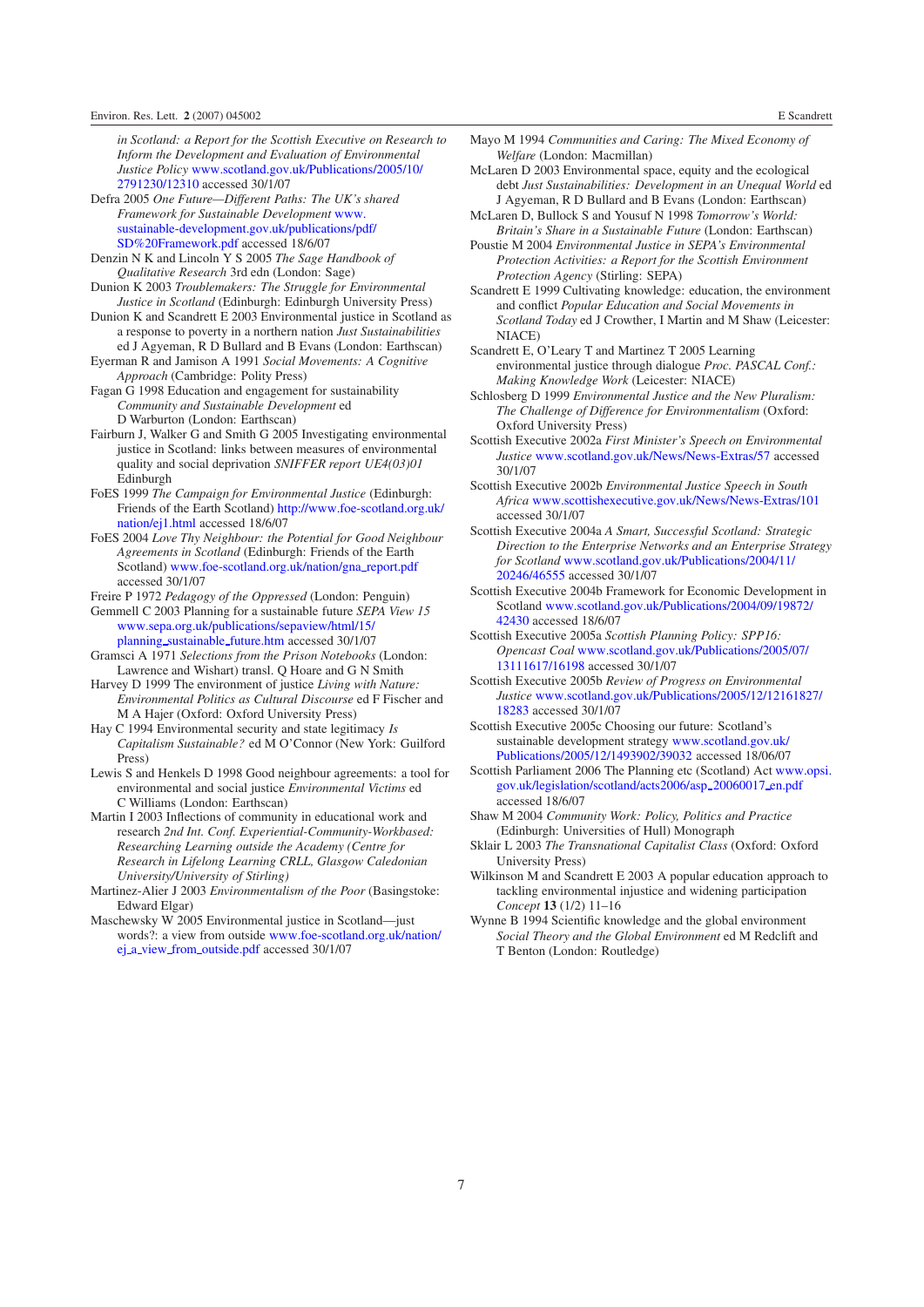*in Scotland: a Report for the Scottish Executive on Research to Inform the Development and Evaluation of Environmental Justice Policy* www.scotland.gov.uk/Publications/2005/10/2791230/12310 accessed 30/1/07

Defra 2005 *One Future—Different Paths: The UK's shared Framework for Sustainable Development* www.sustainable-development.gov.uk/publications/pdf/SD%20Framework.pdf accessed 18/6/07

Denzin N K and Lincoln Y S 2005 *The Sage Handbook of Qualitative Research* 3rd edn (London: Sage)

Dunion K 2003 *Troublemakers: The Struggle for Environmental Justice in Scotland* (Edinburgh: Edinburgh University Press)

Dunion K and Scandrett E 2003 Environmental justice in Scotland as a response to poverty in a northern nation *Just Sustainabilities* ed J Agyeman, R D Bullard and B Evans (London: Earthscan)

Eyerman R and Jamison A 1991 *Social Movements: A Cognitive Approach* (Cambridge: Polity Press)

Fagan G 1998 Education and engagement for sustainability *Community and Sustainable Development* ed D Warburton (London: Earthscan)

Fairburn J, Walker G and Smith G 2005 Investigating environmental justice in Scotland: links between measures of environmental quality and social deprivation *SNIFFER report UE4(03)01* Edinburgh

FoES 1999 *The Campaign for Environmental Justice* (Edinburgh: Friends of the Earth Scotland) http://www.foe-scotland.org.uk/nation/ej1.html accessed 18/6/07

FoES 2004 *Love Thy Neighbour: the Potential for Good Neighbour Agreements in Scotland* (Edinburgh: Friends of the Earth Scotland) www.foe-scotland.org.uk/nation/gna_report.pdf accessed 30/1/07

Freire P 1972 *Pedagogy of the Oppressed* (London: Penguin)

Gemmell C 2003 Planning for a sustainable future *SEPA View 15* www.sepa.org.uk/publications/sepaview/html/15/planning_sustainable_future.htm accessed 30/1/07

Gramsci A 1971 *Selections from the Prison Notebooks* (London: Lawrence and Wishart) transl. Q Hoare and G N Smith

Harvey D 1999 The environment of justice *Living with Nature: Environmental Politics as Cultural Discourse* ed F Fischer and M A Hajer (Oxford: Oxford University Press)

Hay C 1994 Environmental security and state legitimacy *Is Capitalism Sustainable?* ed M O'Connor (New York: Guilford Press)

Lewis S and Henkels D 1998 Good neighbour agreements: a tool for environmental and social justice *Environmental Victims* ed C Williams (London: Earthscan)

Martin I 2003 Inflections of community in educational work and research *2nd Int. Conf. Experiential-Community-Workbased: Researching Learning outside the Academy (Centre for Research in Lifelong Learning CRLL, Glasgow Caledonian University/University of Stirling)*

Martinez-Alier J 2003 *Environmentalism of the Poor* (Basingstoke: Edward Elgar)

Maschewsky W 2005 Environmental justice in Scotland—just words?: a view from outside www.foe-scotland.org.uk/nation/ej_a_view_from_outside.pdf accessed 30/1/07

Mayo M 1994 *Communities and Caring: The Mixed Economy of Welfare* (London: Macmillan)

McLaren D 2003 Environmental space, equity and the ecological debt *Just Sustainabilities: Development in an Unequal World* ed J Agyeman, R D Bullard and B Evans (London: Earthscan)

McLaren D, Bullock S and Yousuf N 1998 *Tomorrow's World: Britain's Share in a Sustainable Future* (London: Earthscan)

Poustie M 2004 *Environmental Justice in SEPA's Environmental Protection Activities: a Report for the Scottish Environment Protection Agency* (Stirling: SEPA)

Scandrett E 1999 Cultivating knowledge: education, the environment and conflict *Popular Education and Social Movements in Scotland Today* ed J Crowther, I Martin and M Shaw (Leicester: NIACE)

Scandrett E, O'Leary T and Martinez T 2005 Learning environmental justice through dialogue *Proc. PASCAL Conf.: Making Knowledge Work* (Leicester: NIACE)

Schlosberg D 1999 *Environmental Justice and the New Pluralism: The Challenge of Difference for Environmentalism* (Oxford: Oxford University Press)

Scottish Executive 2002a *First Minister's Speech on Environmental Justice* www.scotland.gov.uk/News/News-Extras/57 accessed 30/1/07

Scottish Executive 2002b *Environmental Justice Speech in South Africa* www.scottishexecutive.gov.uk/News/News-Extras/101 accessed 30/1/07

Scottish Executive 2004a *A Smart, Successful Scotland: Strategic Direction to the Enterprise Networks and an Enterprise Strategy for Scotland* www.scotland.gov.uk/Publications/2004/11/20246/46555 accessed 30/1/07

Scottish Executive 2004b Framework for Economic Development in Scotland www.scotland.gov.uk/Publications/2004/09/19872/42430 accessed 18/6/07

Scottish Executive 2005a *Scottish Planning Policy: SPP16: Opencast Coal* www.scotland.gov.uk/Publications/2005/07/13111617/16198 accessed 30/1/07

Scottish Executive 2005b *Review of Progress on Environmental Justice* www.scotland.gov.uk/Publications/2005/12/12161827/18283 accessed 30/1/07

Scottish Executive 2005c Choosing our future: Scotland's sustainable development strategy www.scotland.gov.uk/Publications/2005/12/1493902/39032 accessed 18/06/07

Scottish Parliament 2006 The Planning etc (Scotland) Act www.opsi.gov.uk/legislation/scotland/acts2006/asp_20060017_en.pdf accessed 18/6/07

Shaw M 2004 *Community Work: Policy, Politics and Practice* (Edinburgh: Universities of Hull) Monograph

Sklair L 2003 *The Transnational Capitalist Class* (Oxford: Oxford University Press)

Wilkinson M and Scandrett E 2003 A popular education approach to tackling environmental injustice and widening participation *Concept* **13** (1/2) 11–16

Wynne B 1994 Scientific knowledge and the global environment *Social Theory and the Global Environment* ed M Redclift and T Benton (London: Routledge)